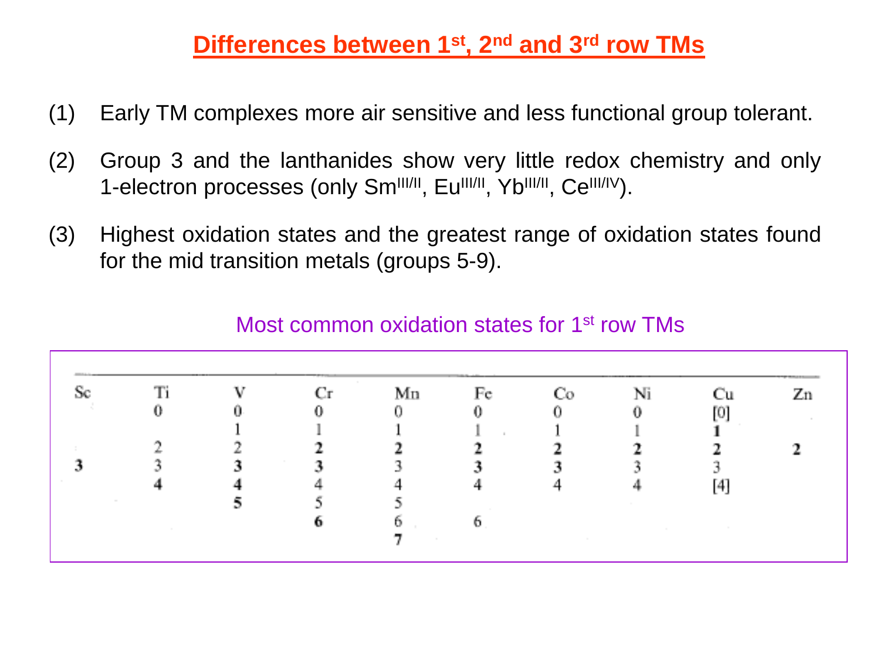## Differences between 1st, 2nd and 3rd row TMs

(1) Early TM complexes more air sensitive and less functional group tolerant.

(2) Group 3 and the lanthanides show very little redox chemistry and only 1-electron processes (only $Sm^{III/II}$, $Eu^{III/II}$, $Yb^{III/II}$, $Ce^{III/IV}$).

(3) Highest oxidation states and the greatest range of oxidation states found for the mid transition metals (groups 5-9).

Most common oxidation states for 1st row TMs

| Sc | Ti | V | Cr | Mn | Fe | Co | Ni | Cu | Zn |
|---|---|---|---|---|---|---|---|---|---|
| | 0 | 0 | 0 | 0 | 0 | 0 | 0 | [0] | |
| | | 1 | 1 | 1 | 1 | 1 | 1 | **1** | |
| | 2 | 2 | **2** | **2** | **2** | **2** | **2** | **2** | **2** |
| **3** | 3 | **3** | **3** | 3 | **3** | **3** | 3 | 3 | |
| | **4** | **4** | 4 | 4 | 4 | 4 | 4 | [4] | |
| | | **5** | 5 | 5 | | | | | |
| | | | **6** | 6 | 6 | | | | |
| | | | | **7** | | | | | |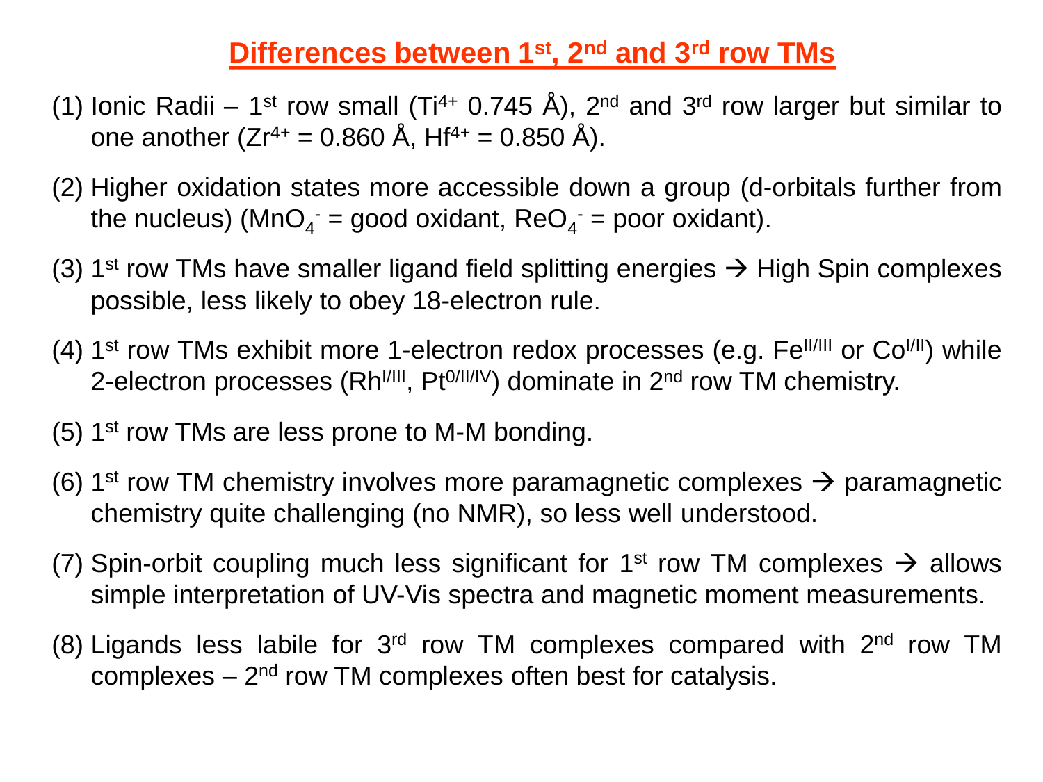# Differences between 1st, 2nd and 3rd row TMs

(1) Ionic Radii – 1st row small ($Ti^{4+}$ 0.745 Å), 2nd and 3rd row larger but similar to one another ($Zr^{4+}$ = 0.860 Å, $Hf^{4+}$ = 0.850 Å).

(2) Higher oxidation states more accessible down a group (d-orbitals further from the nucleus) ($MnO_4^-$ = good oxidant, $ReO_4^-$ = poor oxidant).

(3) 1st row TMs have smaller ligand field splitting energies → High Spin complexes possible, less likely to obey 18-electron rule.

(4) 1st row TMs exhibit more 1-electron redox processes (e.g. $Fe^{II/III}$ or $Co^{I/II}$) while 2-electron processes ($Rh^{I/III}$, $Pt^{0/II/IV}$) dominate in 2nd row TM chemistry.

(5) 1st row TMs are less prone to M-M bonding.

(6) 1st row TM chemistry involves more paramagnetic complexes → paramagnetic chemistry quite challenging (no NMR), so less well understood.

(7) Spin-orbit coupling much less significant for 1st row TM complexes → allows simple interpretation of UV-Vis spectra and magnetic moment measurements.

(8) Ligands less labile for 3rd row TM complexes compared with 2nd row TM complexes – 2nd row TM complexes often best for catalysis.